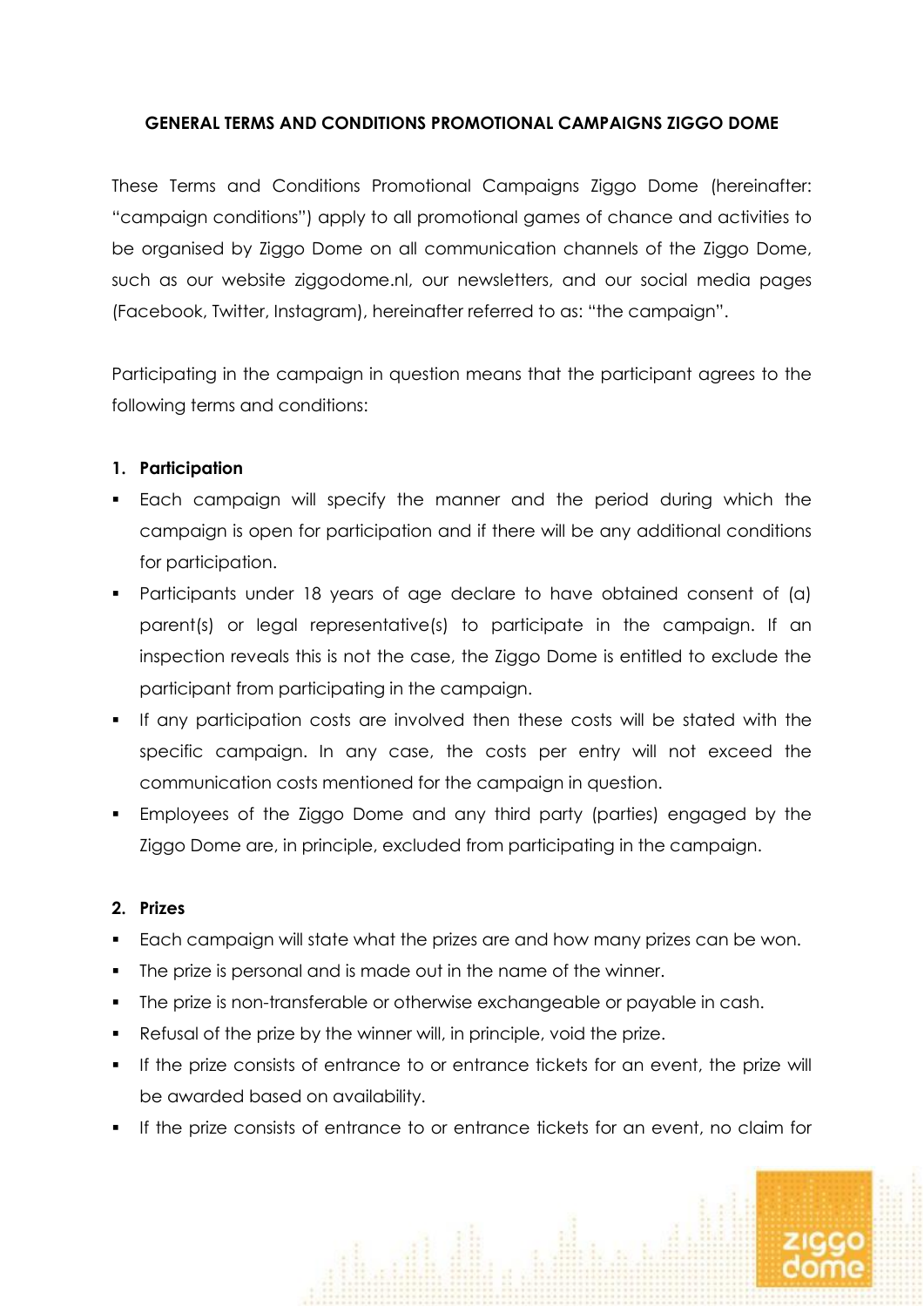# GENERAL TERMS AND CONDITIONS PROMOTIONAL CAMPAIGNS ZIGGO DOME

These Terms and Conditions Promotional Campaigns Ziggo Dome (hereinafter: "campaign conditions") apply to all promotional games of chance and activities to be organised by Ziggo Dome on all communication channels of the Ziggo Dome, such as our website ziggodome.nl, our newsletters, and our social media pages (Facebook, Twitter, Instagram), hereinafter referred to as: "the campaign".

Participating in the campaign in question means that the participant agrees to the following terms and conditions:

## 1. Participation

- Each campaign will specify the manner and the period during which the campaign is open for participation and if there will be any additional conditions for participation.
- Participants under 18 years of age declare to have obtained consent of (a) parent(s) or legal representative(s) to participate in the campaign. If an inspection reveals this is not the case, the Ziggo Dome is entitled to exclude the participant from participating in the campaign.
- If any participation costs are involved then these costs will be stated with the specific campaign. In any case, the costs per entry will not exceed the communication costs mentioned for the campaign in question.
- Employees of the Ziggo Dome and any third party (parties) engaged by the Ziggo Dome are, in principle, excluded from participating in the campaign.

## 2. Prizes

- Each campaign will state what the prizes are and how many prizes can be won.
- The prize is personal and is made out in the name of the winner.
- The prize is non-transferable or otherwise exchangeable or payable in cash.
- Refusal of the prize by the winner will, in principle, void the prize.
- If the prize consists of entrance to or entrance tickets for an event, the prize will be awarded based on availability.
- If the prize consists of entrance to or entrance tickets for an event, no claim for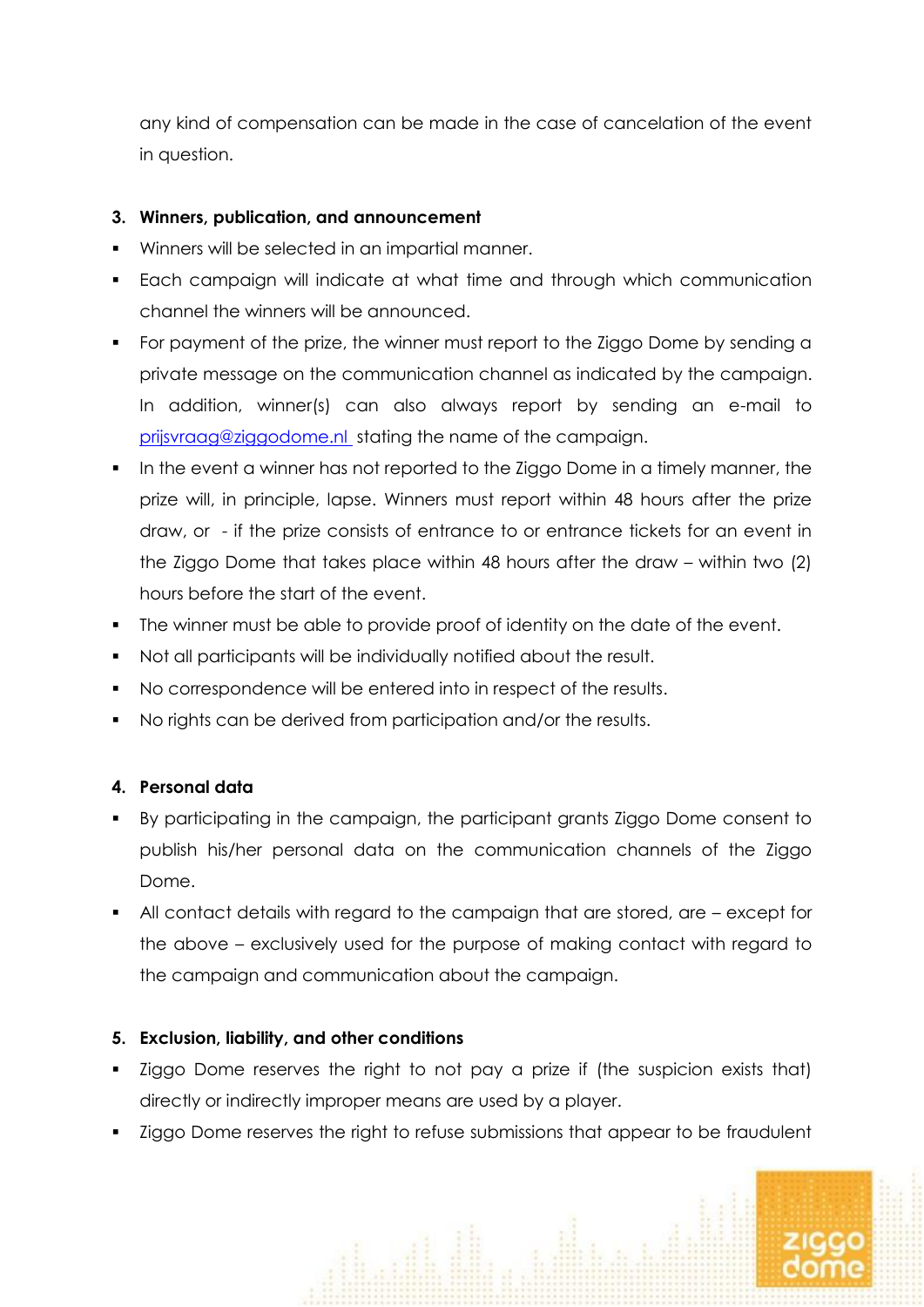any kind of compensation can be made in the case of cancelation of the event in question.

**3. Winners, publication, and announcement**

- Winners will be selected in an impartial manner.
- Each campaign will indicate at what time and through which communication channel the winners will be announced.
- For payment of the prize, the winner must report to the Ziggo Dome by sending a private message on the communication channel as indicated by the campaign. In addition, winner(s) can also always report by sending an e-mail to prijsvraag@ziggodome.nl stating the name of the campaign.
- In the event a winner has not reported to the Ziggo Dome in a timely manner, the prize will, in principle, lapse. Winners must report within 48 hours after the prize draw, or - if the prize consists of entrance to or entrance tickets for an event in the Ziggo Dome that takes place within 48 hours after the draw – within two (2) hours before the start of the event.
- The winner must be able to provide proof of identity on the date of the event.
- Not all participants will be individually notified about the result.
- No correspondence will be entered into in respect of the results.
- No rights can be derived from participation and/or the results.

**4. Personal data**

- By participating in the campaign, the participant grants Ziggo Dome consent to publish his/her personal data on the communication channels of the Ziggo Dome.
- All contact details with regard to the campaign that are stored, are – except for the above – exclusively used for the purpose of making contact with regard to the campaign and communication about the campaign.

**5. Exclusion, liability, and other conditions**

- Ziggo Dome reserves the right to not pay a prize if (the suspicion exists that) directly or indirectly improper means are used by a player.
- Ziggo Dome reserves the right to refuse submissions that appear to be fraudulent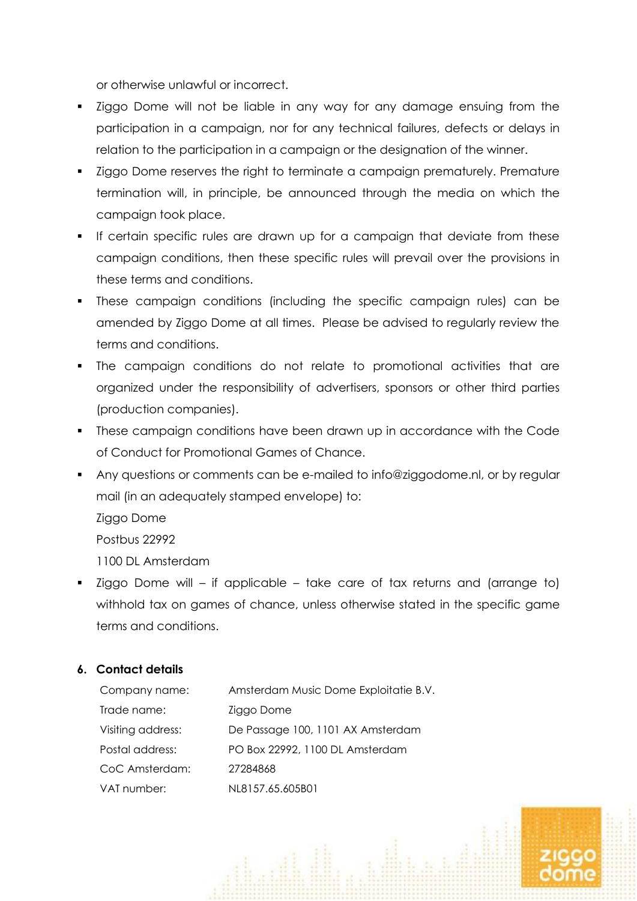or otherwise unlawful or incorrect.

- Ziggo Dome will not be liable in any way for any damage ensuing from the participation in a campaign, nor for any technical failures, defects or delays in relation to the participation in a campaign or the designation of the winner.
- Ziggo Dome reserves the right to terminate a campaign prematurely. Premature termination will, in principle, be announced through the media on which the campaign took place.
- If certain specific rules are drawn up for a campaign that deviate from these campaign conditions, then these specific rules will prevail over the provisions in these terms and conditions.
- These campaign conditions (including the specific campaign rules) can be amended by Ziggo Dome at all times. Please be advised to regularly review the terms and conditions.
- The campaign conditions do not relate to promotional activities that are organized under the responsibility of advertisers, sponsors or other third parties (production companies).
- These campaign conditions have been drawn up in accordance with the Code of Conduct for Promotional Games of Chance.
- Any questions or comments can be e-mailed to info@ziggodome.nl, or by regular mail (in an adequately stamped envelope) to:
  Ziggo Dome
  Postbus 22992
  1100 DL Amsterdam
- Ziggo Dome will – if applicable – take care of tax returns and (arrange to) withhold tax on games of chance, unless otherwise stated in the specific game terms and conditions.

**6. Contact details**

| | |
|---|---|
| Company name: | Amsterdam Music Dome Exploitatie B.V. |
| Trade name: | Ziggo Dome |
| Visiting address: | De Passage 100, 1101 AX Amsterdam |
| Postal address: | PO Box 22992, 1100 DL Amsterdam |
| CoC Amsterdam: | 27284868 |
| VAT number: | NL8157.65.605B01 |